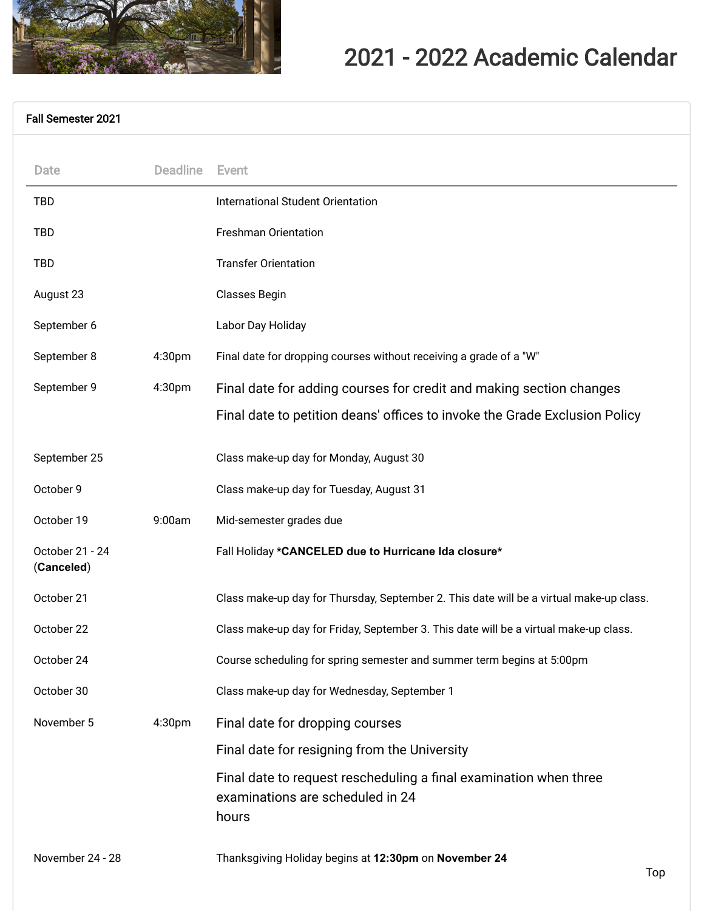# 2021 - 2022 Academic Calendar

## Fall Semester 2021

| Date | Deadline | Event |
| --- | --- | --- |
| TBD | | International Student Orientation |
| TBD | | Freshman Orientation |
| TBD | | Transfer Orientation |
| August 23 | | Classes Begin |
| September 6 | | Labor Day Holiday |
| September 8 | 4:30pm | Final date for dropping courses without receiving a grade of a "W" |
| September 9 | 4:30pm | Final date for adding courses for credit and making section changes<br>Final date to petition deans' offices to invoke the Grade Exclusion Policy |
| September 25 | | Class make-up day for Monday, August 30 |
| October 9 | | Class make-up day for Tuesday, August 31 |
| October 19 | 9:00am | Mid-semester grades due |
| October 21 - 24 (**Canceled**) | | Fall Holiday ***CANCELED due to Hurricane Ida closure*** |
| October 21 | | Class make-up day for Thursday, September 2. This date will be a virtual make-up class. |
| October 22 | | Class make-up day for Friday, September 3. This date will be a virtual make-up class. |
| October 24 | | Course scheduling for spring semester and summer term begins at 5:00pm |
| October 30 | | Class make-up day for Wednesday, September 1 |
| November 5 | 4:30pm | Final date for dropping courses<br>Final date for resigning from the University<br>Final date to request rescheduling a final examination when three examinations are scheduled in 24 hours |
| November 24 - 28 | | Thanksgiving Holiday begins at **12:30pm** on **November 24** |

Top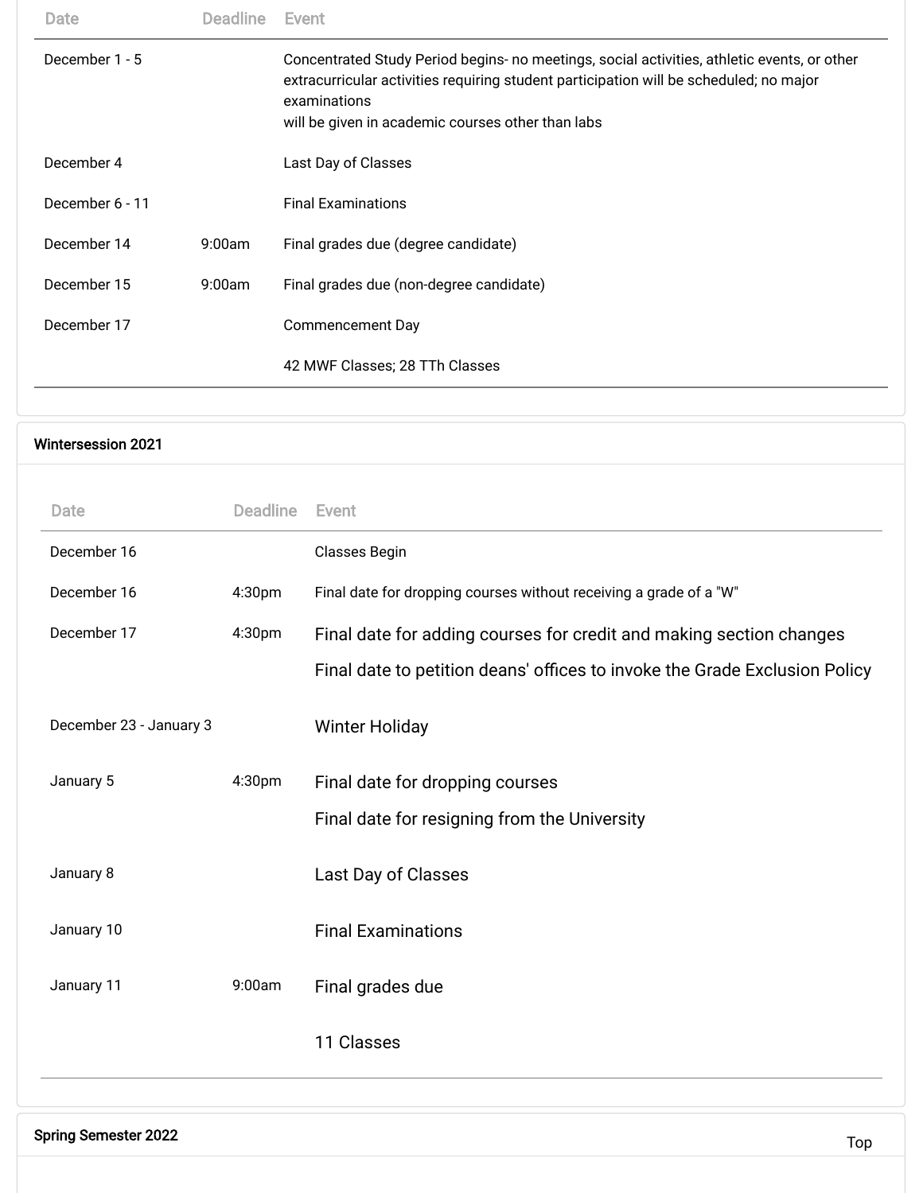| Date | Deadline | Event |
|---|---|---|
| December 1 - 5 | | Concentrated Study Period begins- no meetings, social activities, athletic events, or other extracurricular activities requiring student participation will be scheduled; no major examinations will be given in academic courses other than labs |
| December 4 | | Last Day of Classes |
| December 6 - 11 | | Final Examinations |
| December 14 | 9:00am | Final grades due (degree candidate) |
| December 15 | 9:00am | Final grades due (non-degree candidate) |
| December 17 | | Commencement Day |
| | | 42 MWF Classes; 28 TTh Classes |

### Wintersession 2021

| Date | Deadline | Event |
|---|---|---|
| December 16 | | Classes Begin |
| December 16 | 4:30pm | Final date for dropping courses without receiving a grade of a "W" |
| December 17 | 4:30pm | Final date for adding courses for credit and making section changes<br>Final date to petition deans' offices to invoke the Grade Exclusion Policy |
| December 23 - January 3 | | Winter Holiday |
| January 5 | 4:30pm | Final date for dropping courses<br>Final date for resigning from the University |
| January 8 | | Last Day of Classes |
| January 10 | | Final Examinations |
| January 11 | 9:00am | Final grades due |
| | | 11 Classes |

### Spring Semester 2022

Top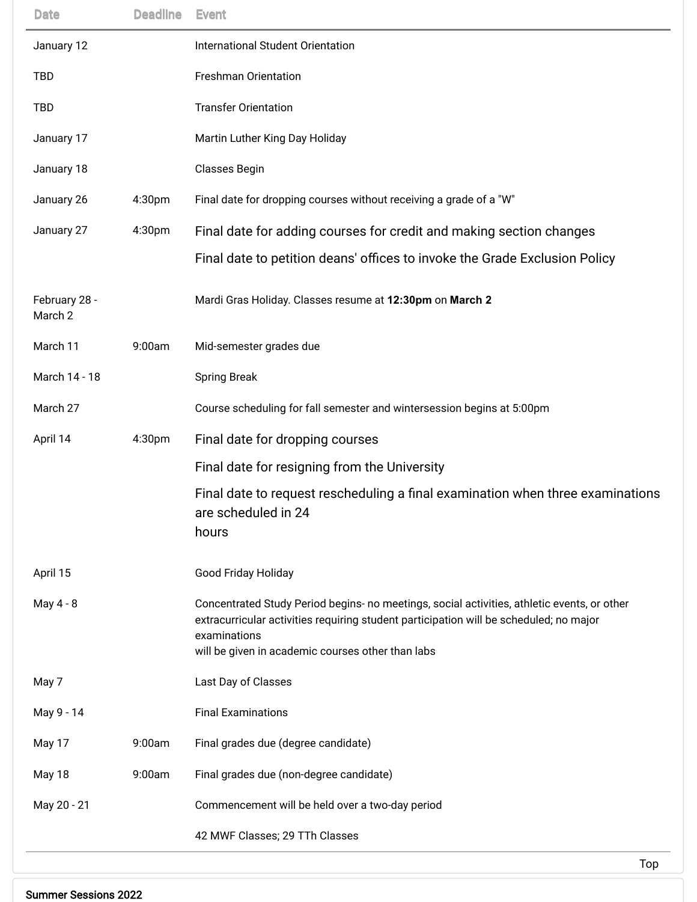| Date | Deadline | Event |
|---|---|---|
| January 12 | | International Student Orientation |
| TBD | | Freshman Orientation |
| TBD | | Transfer Orientation |
| January 17 | | Martin Luther King Day Holiday |
| January 18 | | Classes Begin |
| January 26 | 4:30pm | Final date for dropping courses without receiving a grade of a "W" |
| January 27 | 4:30pm | Final date for adding courses for credit and making section changes<br>Final date to petition deans' offices to invoke the Grade Exclusion Policy |
| February 28 - March 2 | | Mardi Gras Holiday. Classes resume at **12:30pm** on **March 2** |
| March 11 | 9:00am | Mid-semester grades due |
| March 14 - 18 | | Spring Break |
| March 27 | | Course scheduling for fall semester and wintersession begins at 5:00pm |
| April 14 | 4:30pm | Final date for dropping courses<br>Final date for resigning from the University<br>Final date to request rescheduling a final examination when three examinations are scheduled in 24 hours |
| April 15 | | Good Friday Holiday |
| May 4 - 8 | | Concentrated Study Period begins- no meetings, social activities, athletic events, or other extracurricular activities requiring student participation will be scheduled; no major examinations will be given in academic courses other than labs |
| May 7 | | Last Day of Classes |
| May 9 - 14 | | Final Examinations |
| May 17 | 9:00am | Final grades due (degree candidate) |
| May 18 | 9:00am | Final grades due (non-degree candidate) |
| May 20 - 21 | | Commencement will be held over a two-day period |
| | | 42 MWF Classes; 29 TTh Classes |

Top

Summer Sessions 2022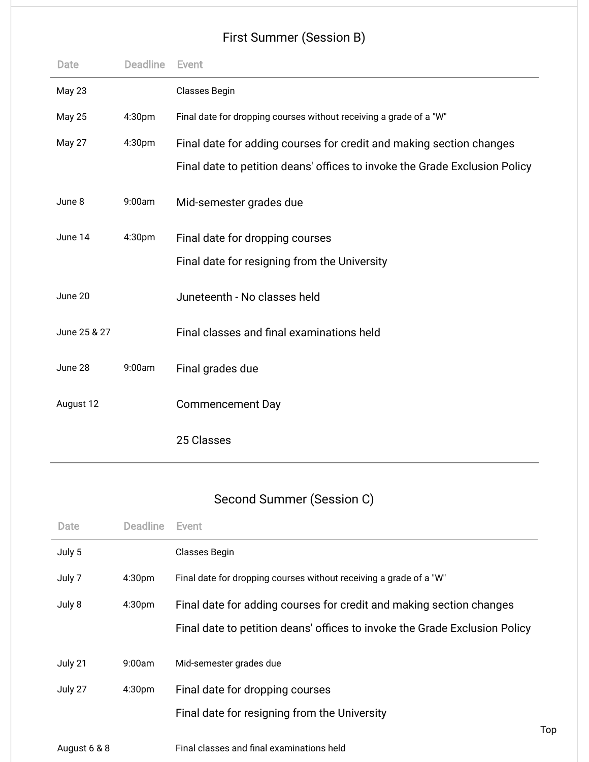## First Summer (Session B)

| Date | Deadline | Event |
|---|---|---|
| May 23 | | Classes Begin |
| May 25 | 4:30pm | Final date for dropping courses without receiving a grade of a "W" |
| May 27 | 4:30pm | Final date for adding courses for credit and making section changes<br>Final date to petition deans' offices to invoke the Grade Exclusion Policy |
| June 8 | 9:00am | Mid-semester grades due |
| June 14 | 4:30pm | Final date for dropping courses<br>Final date for resigning from the University |
| June 20 | | Juneteenth - No classes held |
| June 25 & 27 | | Final classes and final examinations held |
| June 28 | 9:00am | Final grades due |
| August 12 | | Commencement Day |
| | | 25 Classes |

## Second Summer (Session C)

| Date | Deadline | Event |
|---|---|---|
| July 5 | | Classes Begin |
| July 7 | 4:30pm | Final date for dropping courses without receiving a grade of a "W" |
| July 8 | 4:30pm | Final date for adding courses for credit and making section changes<br>Final date to petition deans' offices to invoke the Grade Exclusion Policy |
| July 21 | 9:00am | Mid-semester grades due |
| July 27 | 4:30pm | Final date for dropping courses<br>Final date for resigning from the University |
| August 6 & 8 | | Final classes and final examinations held |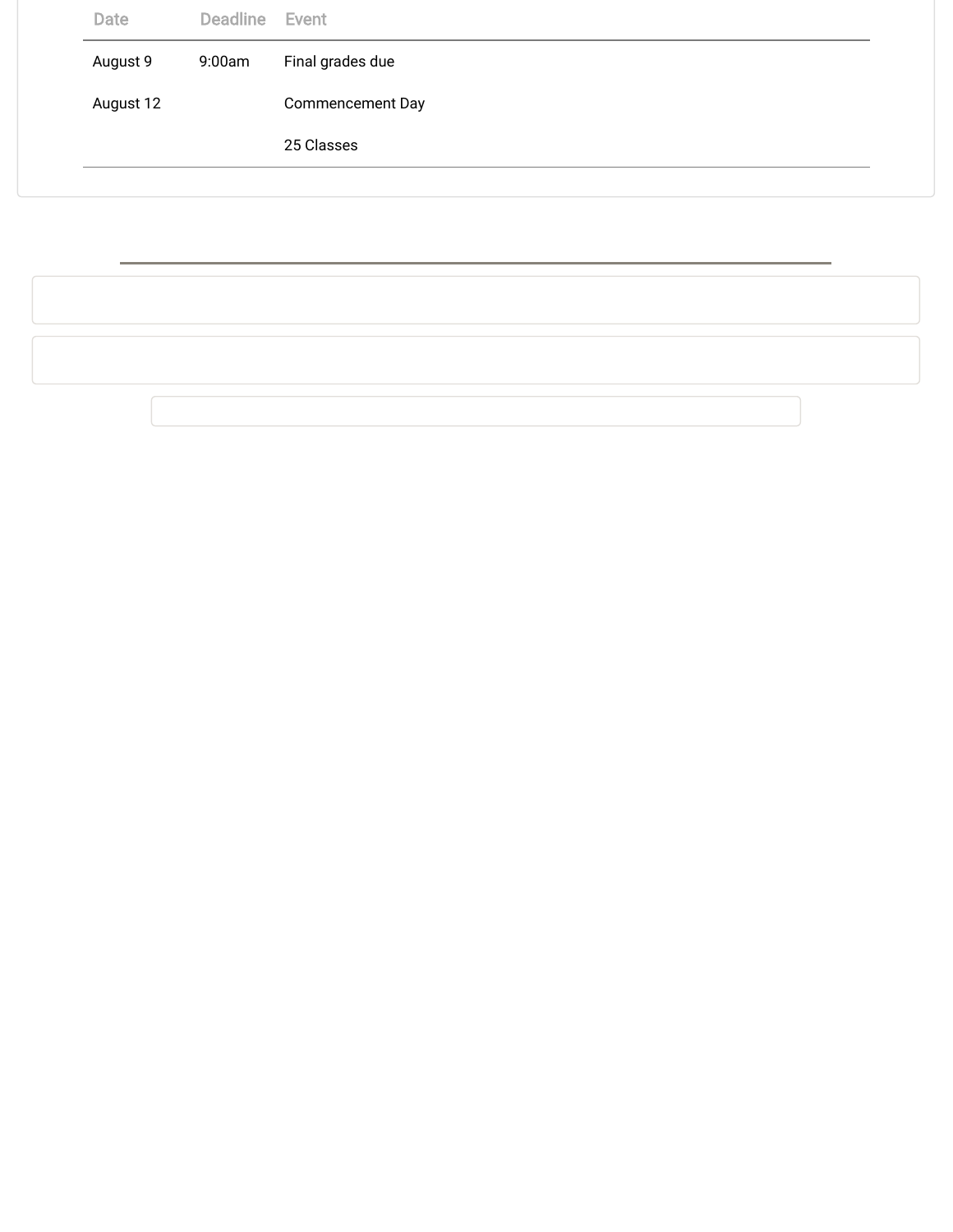| Date | Deadline | Event |
|---|---|---|
| August 9 | 9:00am | Final grades due |
| August 12 | | Commencement Day |
| | | 25 Classes |